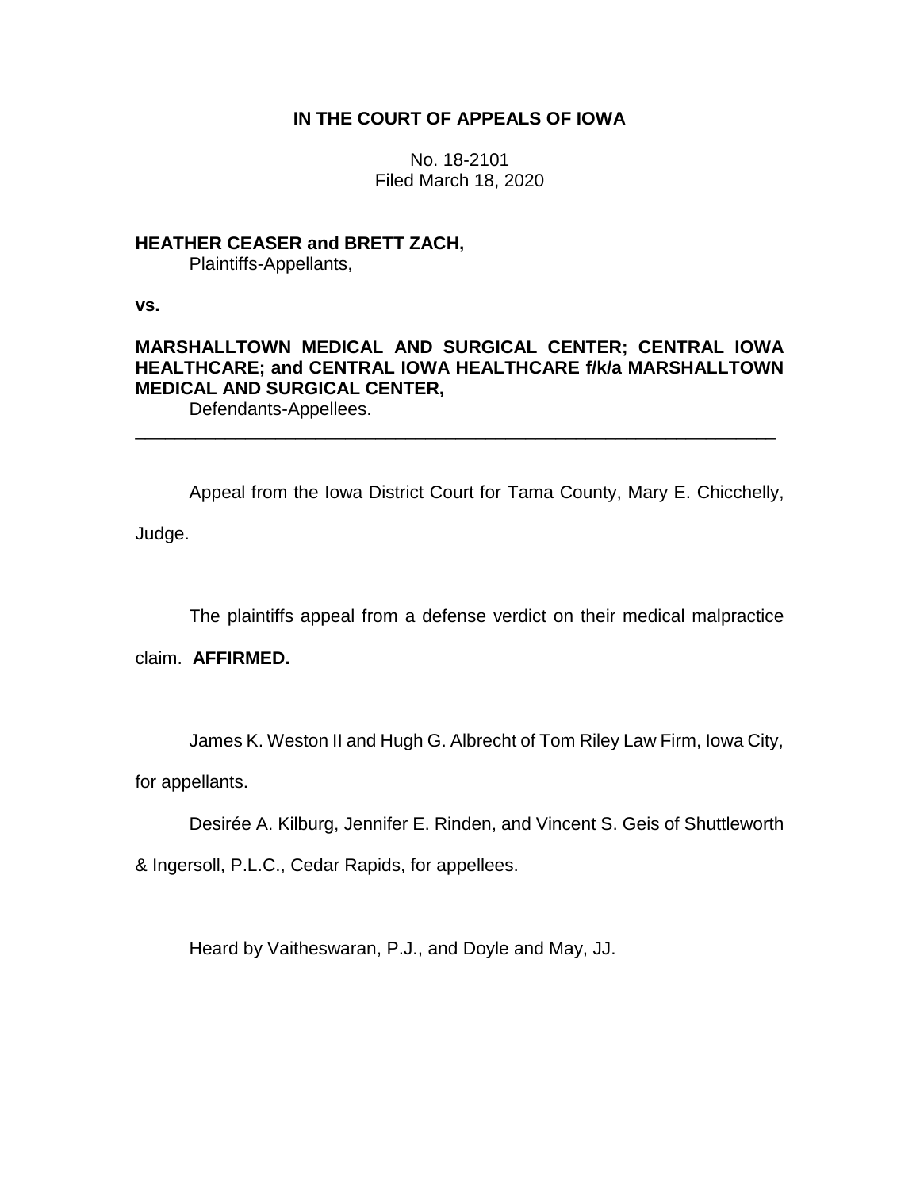# IN THE COURT OF APPEALS OF IOWA

No. 18-2101
Filed March 18, 2020

**HEATHER CEASER and BRETT ZACH,**
Plaintiffs-Appellants,

**vs.**

**MARSHALLTOWN MEDICAL AND SURGICAL CENTER; CENTRAL IOWA HEALTHCARE; and CENTRAL IOWA HEALTHCARE f/k/a MARSHALLTOWN MEDICAL AND SURGICAL CENTER,**
Defendants-Appellees.

---

Appeal from the Iowa District Court for Tama County, Mary E. Chicchelly, Judge.

The plaintiffs appeal from a defense verdict on their medical malpractice claim. **AFFIRMED.**

James K. Weston II and Hugh G. Albrecht of Tom Riley Law Firm, Iowa City, for appellants.

Desirée A. Kilburg, Jennifer E. Rinden, and Vincent S. Geis of Shuttleworth & Ingersoll, P.L.C., Cedar Rapids, for appellees.

Heard by Vaitheswaran, P.J., and Doyle and May, JJ.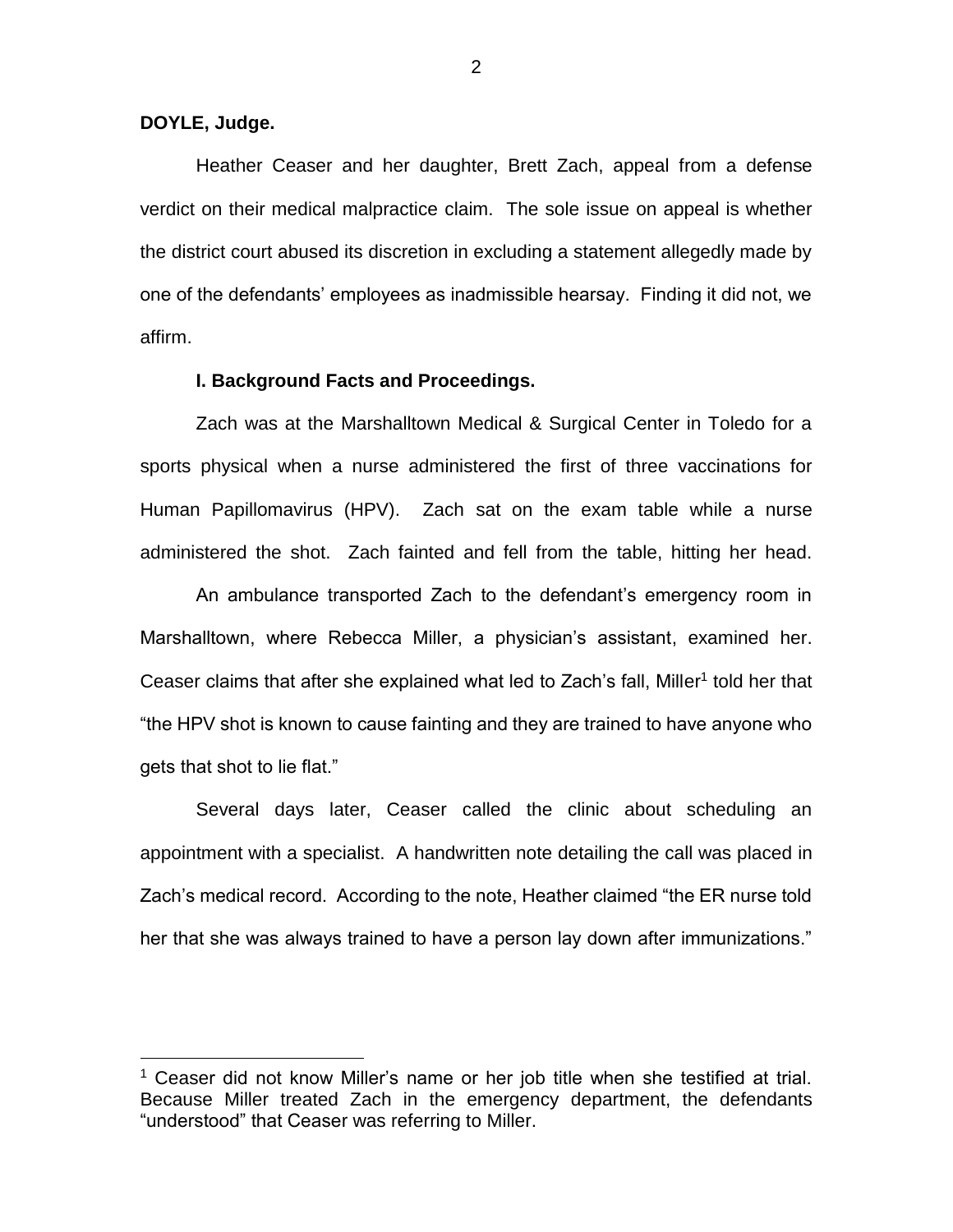**DOYLE, Judge.**

Heather Ceaser and her daughter, Brett Zach, appeal from a defense verdict on their medical malpractice claim. The sole issue on appeal is whether the district court abused its discretion in excluding a statement allegedly made by one of the defendants' employees as inadmissible hearsay. Finding it did not, we affirm.

**I. Background Facts and Proceedings.**

Zach was at the Marshalltown Medical & Surgical Center in Toledo for a sports physical when a nurse administered the first of three vaccinations for Human Papillomavirus (HPV). Zach sat on the exam table while a nurse administered the shot. Zach fainted and fell from the table, hitting her head.

An ambulance transported Zach to the defendant's emergency room in Marshalltown, where Rebecca Miller, a physician's assistant, examined her. Ceaser claims that after she explained what led to Zach's fall, Miller[1] told her that "the HPV shot is known to cause fainting and they are trained to have anyone who gets that shot to lie flat."

Several days later, Ceaser called the clinic about scheduling an appointment with a specialist. A handwritten note detailing the call was placed in Zach's medical record. According to the note, Heather claimed "the ER nurse told her that she was always trained to have a person lay down after immunizations."

[1] Ceaser did not know Miller's name or her job title when she testified at trial. Because Miller treated Zach in the emergency department, the defendants "understood" that Ceaser was referring to Miller.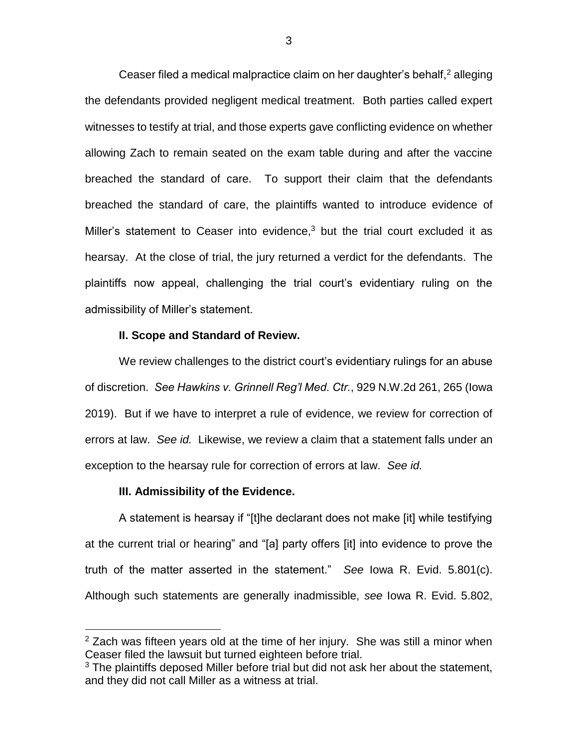Ceaser filed a medical malpractice claim on her daughter's behalf,[2] alleging the defendants provided negligent medical treatment. Both parties called expert witnesses to testify at trial, and those experts gave conflicting evidence on whether allowing Zach to remain seated on the exam table during and after the vaccine breached the standard of care. To support their claim that the defendants breached the standard of care, the plaintiffs wanted to introduce evidence of Miller's statement to Ceaser into evidence,[3] but the trial court excluded it as hearsay. At the close of trial, the jury returned a verdict for the defendants. The plaintiffs now appeal, challenging the trial court's evidentiary ruling on the admissibility of Miller's statement.

**II. Scope and Standard of Review.**

We review challenges to the district court's evidentiary rulings for an abuse of discretion. *See Hawkins v. Grinnell Reg'l Med. Ctr.*, 929 N.W.2d 261, 265 (Iowa 2019). But if we have to interpret a rule of evidence, we review for correction of errors at law. *See id.* Likewise, we review a claim that a statement falls under an exception to the hearsay rule for correction of errors at law. *See id.*

**III. Admissibility of the Evidence.**

A statement is hearsay if "[t]he declarant does not make [it] while testifying at the current trial or hearing" and "[a] party offers [it] into evidence to prove the truth of the matter asserted in the statement." *See* Iowa R. Evid. 5.801(c). Although such statements are generally inadmissible, *see* Iowa R. Evid. 5.802,

---

[2] Zach was fifteen years old at the time of her injury. She was still a minor when Ceaser filed the lawsuit but turned eighteen before trial.

[3] The plaintiffs deposed Miller before trial but did not ask her about the statement, and they did not call Miller as a witness at trial.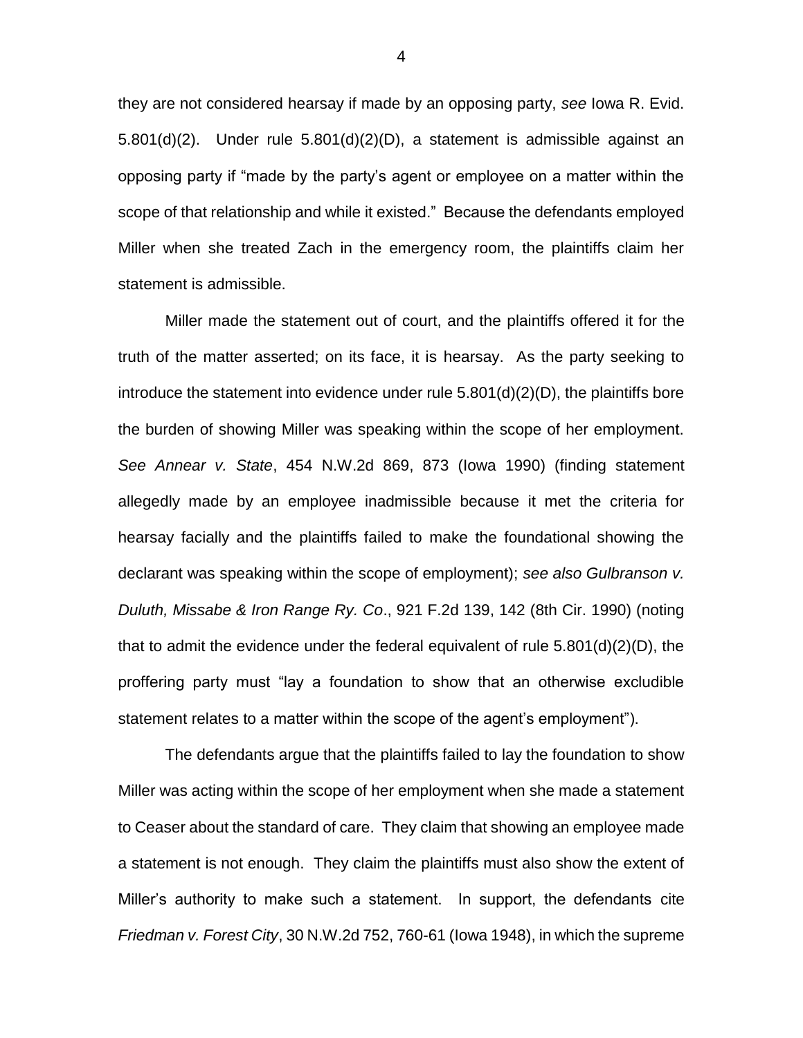they are not considered hearsay if made by an opposing party, *see* Iowa R. Evid. 5.801(d)(2). Under rule 5.801(d)(2)(D), a statement is admissible against an opposing party if "made by the party's agent or employee on a matter within the scope of that relationship and while it existed." Because the defendants employed Miller when she treated Zach in the emergency room, the plaintiffs claim her statement is admissible.

Miller made the statement out of court, and the plaintiffs offered it for the truth of the matter asserted; on its face, it is hearsay. As the party seeking to introduce the statement into evidence under rule 5.801(d)(2)(D), the plaintiffs bore the burden of showing Miller was speaking within the scope of her employment. *See Annear v. State*, 454 N.W.2d 869, 873 (Iowa 1990) (finding statement allegedly made by an employee inadmissible because it met the criteria for hearsay facially and the plaintiffs failed to make the foundational showing the declarant was speaking within the scope of employment); *see also Gulbranson v. Duluth, Missabe & Iron Range Ry. Co*., 921 F.2d 139, 142 (8th Cir. 1990) (noting that to admit the evidence under the federal equivalent of rule 5.801(d)(2)(D), the proffering party must "lay a foundation to show that an otherwise excludible statement relates to a matter within the scope of the agent's employment").

The defendants argue that the plaintiffs failed to lay the foundation to show Miller was acting within the scope of her employment when she made a statement to Ceaser about the standard of care. They claim that showing an employee made a statement is not enough. They claim the plaintiffs must also show the extent of Miller's authority to make such a statement. In support, the defendants cite *Friedman v. Forest City*, 30 N.W.2d 752, 760-61 (Iowa 1948), in which the supreme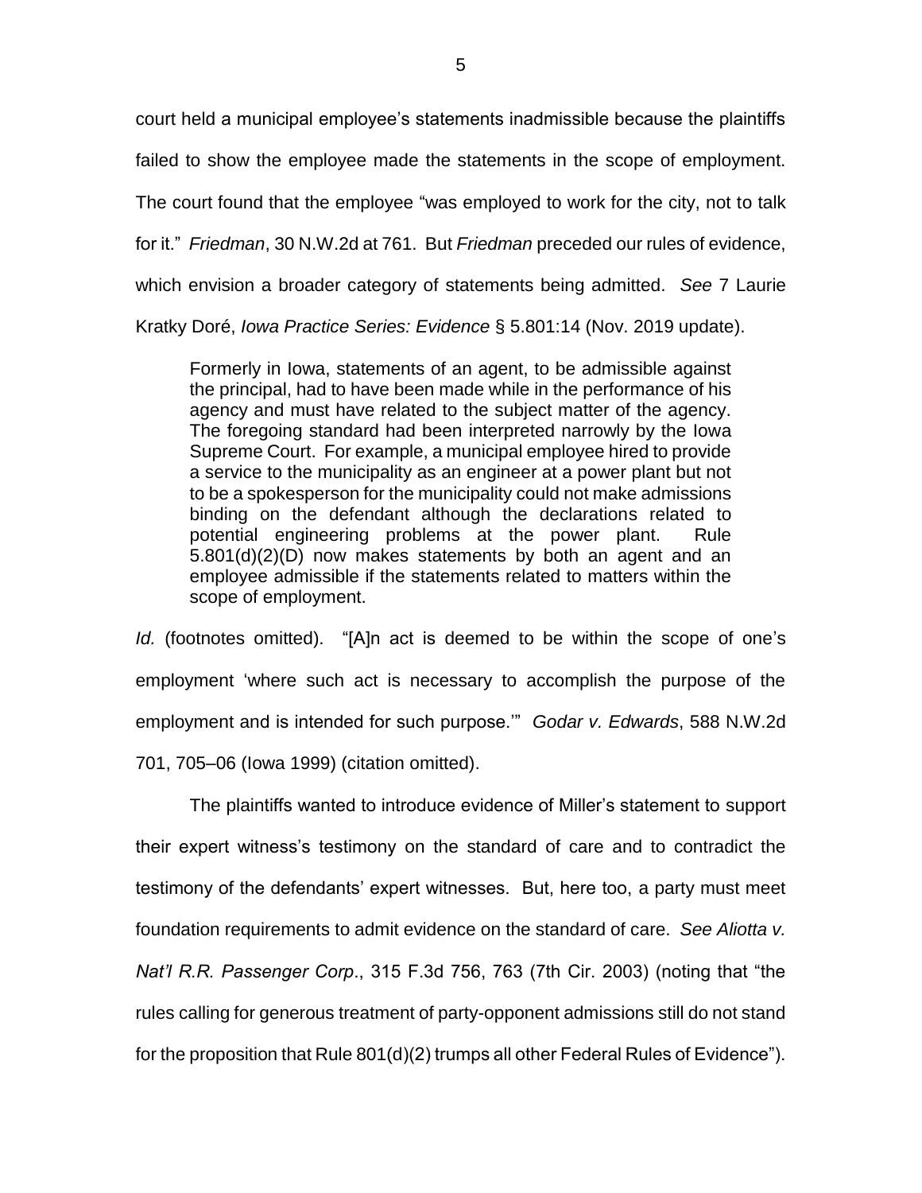court held a municipal employee's statements inadmissible because the plaintiffs failed to show the employee made the statements in the scope of employment. The court found that the employee "was employed to work for the city, not to talk for it." *Friedman*, 30 N.W.2d at 761. But *Friedman* preceded our rules of evidence, which envision a broader category of statements being admitted. *See* 7 Laurie Kratky Doré, *Iowa Practice Series: Evidence* § 5.801:14 (Nov. 2019 update).

> Formerly in Iowa, statements of an agent, to be admissible against the principal, had to have been made while in the performance of his agency and must have related to the subject matter of the agency. The foregoing standard had been interpreted narrowly by the Iowa Supreme Court. For example, a municipal employee hired to provide a service to the municipality as an engineer at a power plant but not to be a spokesperson for the municipality could not make admissions binding on the defendant although the declarations related to potential engineering problems at the power plant. Rule 5.801(d)(2)(D) now makes statements by both an agent and an employee admissible if the statements related to matters within the scope of employment.

*Id.* (footnotes omitted). "[A]n act is deemed to be within the scope of one's employment 'where such act is necessary to accomplish the purpose of the employment and is intended for such purpose.'" *Godar v. Edwards*, 588 N.W.2d 701, 705–06 (Iowa 1999) (citation omitted).

The plaintiffs wanted to introduce evidence of Miller's statement to support their expert witness's testimony on the standard of care and to contradict the testimony of the defendants' expert witnesses. But, here too, a party must meet foundation requirements to admit evidence on the standard of care. *See Aliotta v. Nat'l R.R. Passenger Corp.*, 315 F.3d 756, 763 (7th Cir. 2003) (noting that "the rules calling for generous treatment of party-opponent admissions still do not stand for the proposition that Rule 801(d)(2) trumps all other Federal Rules of Evidence").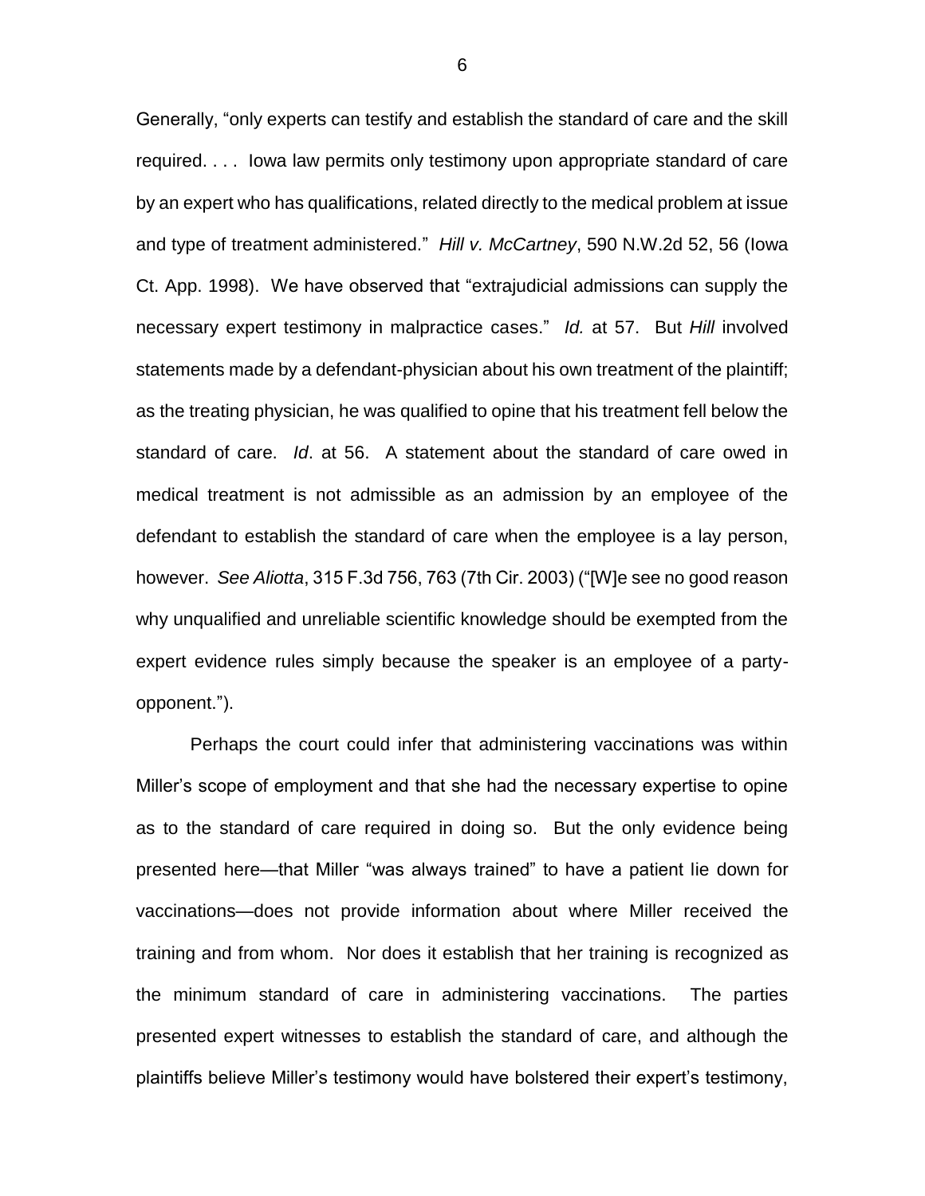Generally, "only experts can testify and establish the standard of care and the skill required. . . . Iowa law permits only testimony upon appropriate standard of care by an expert who has qualifications, related directly to the medical problem at issue and type of treatment administered." *Hill v. McCartney*, 590 N.W.2d 52, 56 (Iowa Ct. App. 1998). We have observed that "extrajudicial admissions can supply the necessary expert testimony in malpractice cases." *Id.* at 57. But *Hill* involved statements made by a defendant-physician about his own treatment of the plaintiff; as the treating physician, he was qualified to opine that his treatment fell below the standard of care. *Id*. at 56. A statement about the standard of care owed in medical treatment is not admissible as an admission by an employee of the defendant to establish the standard of care when the employee is a lay person, however. *See Aliotta*, 315 F.3d 756, 763 (7th Cir. 2003) ("[W]e see no good reason why unqualified and unreliable scientific knowledge should be exempted from the expert evidence rules simply because the speaker is an employee of a party-opponent.").

Perhaps the court could infer that administering vaccinations was within Miller's scope of employment and that she had the necessary expertise to opine as to the standard of care required in doing so. But the only evidence being presented here—that Miller "was always trained" to have a patient lie down for vaccinations—does not provide information about where Miller received the training and from whom. Nor does it establish that her training is recognized as the minimum standard of care in administering vaccinations. The parties presented expert witnesses to establish the standard of care, and although the plaintiffs believe Miller's testimony would have bolstered their expert's testimony,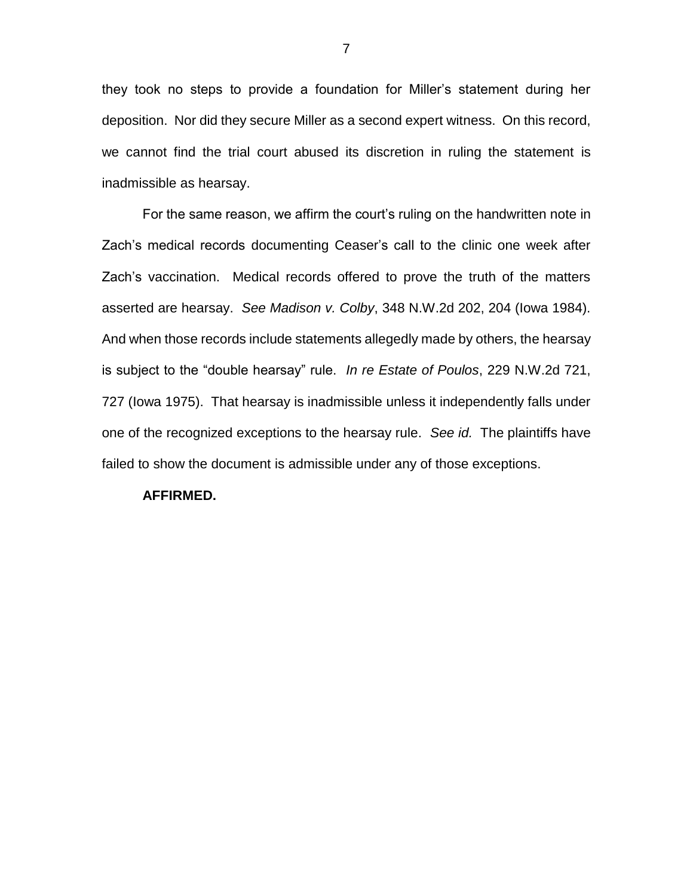they took no steps to provide a foundation for Miller's statement during her deposition. Nor did they secure Miller as a second expert witness. On this record, we cannot find the trial court abused its discretion in ruling the statement is inadmissible as hearsay.

For the same reason, we affirm the court's ruling on the handwritten note in Zach's medical records documenting Ceaser's call to the clinic one week after Zach's vaccination. Medical records offered to prove the truth of the matters asserted are hearsay. *See Madison v. Colby*, 348 N.W.2d 202, 204 (Iowa 1984). And when those records include statements allegedly made by others, the hearsay is subject to the "double hearsay" rule. *In re Estate of Poulos*, 229 N.W.2d 721, 727 (Iowa 1975). That hearsay is inadmissible unless it independently falls under one of the recognized exceptions to the hearsay rule. *See id.* The plaintiffs have failed to show the document is admissible under any of those exceptions.

**AFFIRMED.**